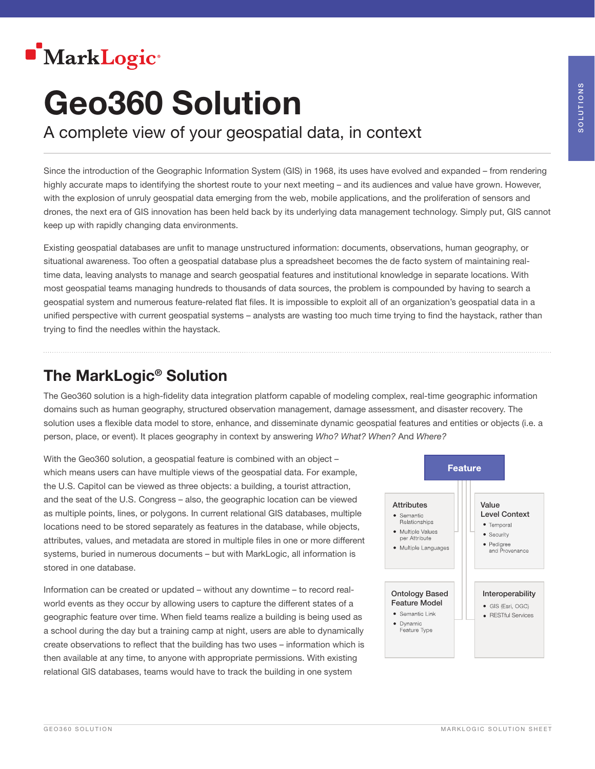MarkLogic

# Geo360 Solution

## A complete view of your geospatial data, in context

Since the introduction of the Geographic Information System (GIS) in 1968, its uses have evolved and expanded – from rendering highly accurate maps to identifying the shortest route to your next meeting – and its audiences and value have grown. However, with the explosion of unruly geospatial data emerging from the web, mobile applications, and the proliferation of sensors and drones, the next era of GIS innovation has been held back by its underlying data management technology. Simply put, GIS cannot keep up with rapidly changing data environments.

Existing geospatial databases are unfit to manage unstructured information: documents, observations, human geography, or situational awareness. Too often a geospatial database plus a spreadsheet becomes the de facto system of maintaining real-time data, leaving analysts to manage and search geospatial features and institutional knowledge in separate locations. With most geospatial teams managing hundreds to thousands of data sources, the problem is compounded by having to search a geospatial system and numerous feature-related flat files. It is impossible to exploit all of an organization's geospatial data in a unified perspective with current geospatial systems – analysts are wasting too much time trying to find the haystack, rather than trying to find the needles within the haystack.

## The MarkLogic® Solution

The Geo360 solution is a high-fidelity data integration platform capable of modeling complex, real-time geographic information domains such as human geography, structured observation management, damage assessment, and disaster recovery. The solution uses a flexible data model to store, enhance, and disseminate dynamic geospatial features and entities or objects (i.e. a person, place, or event). It places geography in context by answering *Who? What? When?* And *Where?*

With the Geo360 solution, a geospatial feature is combined with an object – which means users can have multiple views of the geospatial data. For example, the U.S. Capitol can be viewed as three objects: a building, a tourist attraction, and the seat of the U.S. Congress – also, the geographic location can be viewed as multiple points, lines, or polygons. In current relational GIS databases, multiple locations need to be stored separately as features in the database, while objects, attributes, values, and metadata are stored in multiple files in one or more different systems, buried in numerous documents – but with MarkLogic, all information is stored in one database.

**Feature**

**Attributes**
- Semantic Relationships
- Multiple Values per Attribute
- Multiple Languages

**Value Level Context**
- Temporal
- Security
- Pedigree and Provenance

**Ontology Based Feature Model**
- Semantic Link
- Dynamic Feature Type

**Interoperability**
- GIS (Esri, OGC)
- RESTful Services

Information can be created or updated – without any downtime – to record real-world events as they occur by allowing users to capture the different states of a geographic feature over time. When field teams realize a building is being used as a school during the day but a training camp at night, users are able to dynamically create observations to reflect that the building has two uses – information which is then available at any time, to anyone with appropriate permissions. With existing relational GIS databases, teams would have to track the building in one system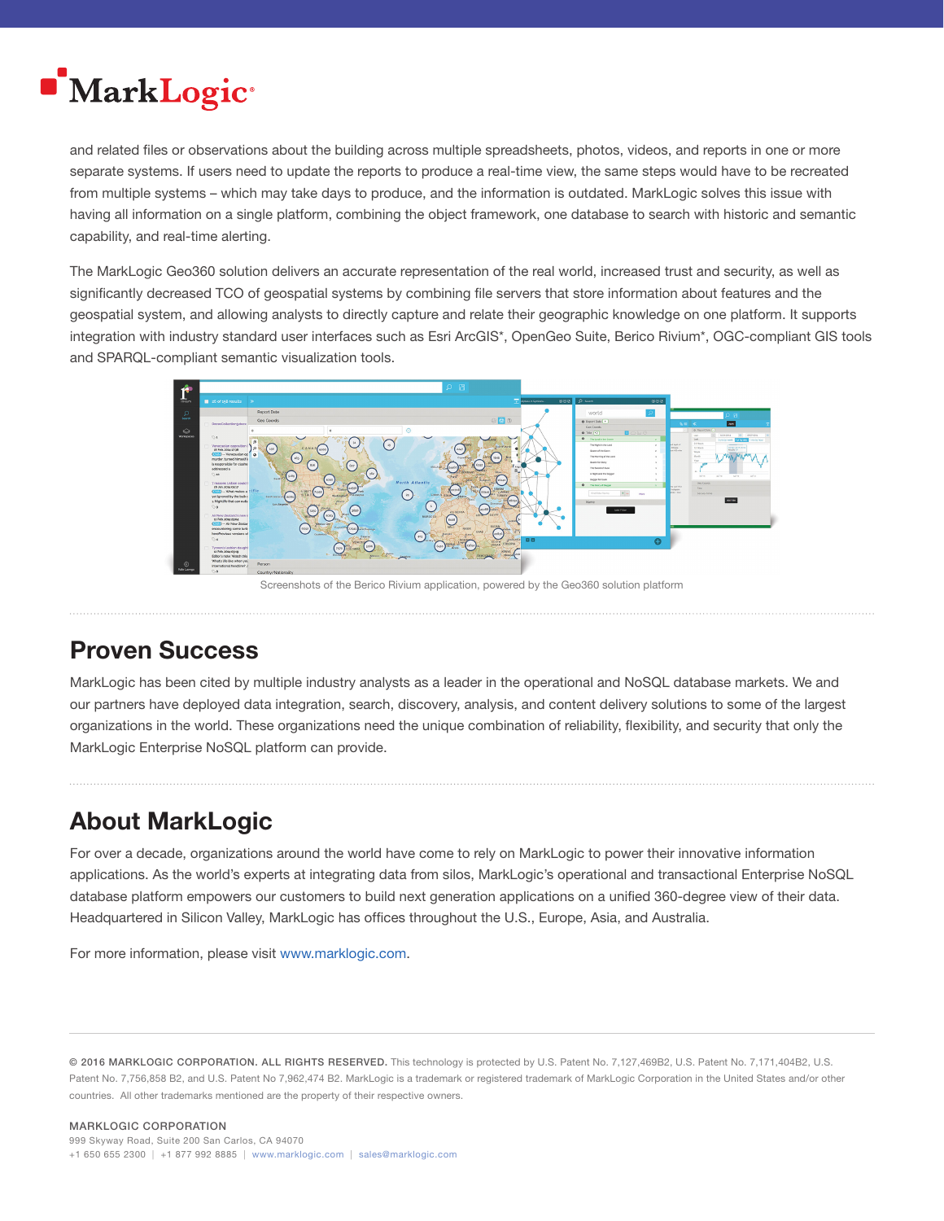and related files or observations about the building across multiple spreadsheets, photos, videos, and reports in one or more separate systems. If users need to update the reports to produce a real-time view, the same steps would have to be recreated from multiple systems – which may take days to produce, and the information is outdated. MarkLogic solves this issue with having all information on a single platform, combining the object framework, one database to search with historic and semantic capability, and real-time alerting.

The MarkLogic Geo360 solution delivers an accurate representation of the real world, increased trust and security, as well as significantly decreased TCO of geospatial systems by combining file servers that store information about features and the geospatial system, and allowing analysts to directly capture and relate their geographic knowledge on one platform. It supports integration with industry standard user interfaces such as Esri ArcGIS*, OpenGeo Suite, Berico Rivium*, OGC-compliant GIS tools and SPARQL-compliant semantic visualization tools.

Screenshots of the Berico Rivium application, powered by the Geo360 solution platform

## Proven Success

MarkLogic has been cited by multiple industry analysts as a leader in the operational and NoSQL database markets. We and our partners have deployed data integration, search, discovery, analysis, and content delivery solutions to some of the largest organizations in the world. These organizations need the unique combination of reliability, flexibility, and security that only the MarkLogic Enterprise NoSQL platform can provide.

## About MarkLogic

For over a decade, organizations around the world have come to rely on MarkLogic to power their innovative information applications. As the world's experts at integrating data from silos, MarkLogic's operational and transactional Enterprise NoSQL database platform empowers our customers to build next generation applications on a unified 360-degree view of their data. Headquartered in Silicon Valley, MarkLogic has offices throughout the U.S., Europe, Asia, and Australia.

For more information, please visit www.marklogic.com.

© 2016 MARKLOGIC CORPORATION. ALL RIGHTS RESERVED. This technology is protected by U.S. Patent No. 7,127,469B2, U.S. Patent No. 7,171,404B2, U.S. Patent No. 7,756,858 B2, and U.S. Patent No 7,962,474 B2. MarkLogic is a trademark or registered trademark of MarkLogic Corporation in the United States and/or other countries. All other trademarks mentioned are the property of their respective owners.

MARKLOGIC CORPORATION
999 Skyway Road, Suite 200 San Carlos, CA 94070
+1 650 655 2300 | +1 877 992 8885 | www.marklogic.com | sales@marklogic.com